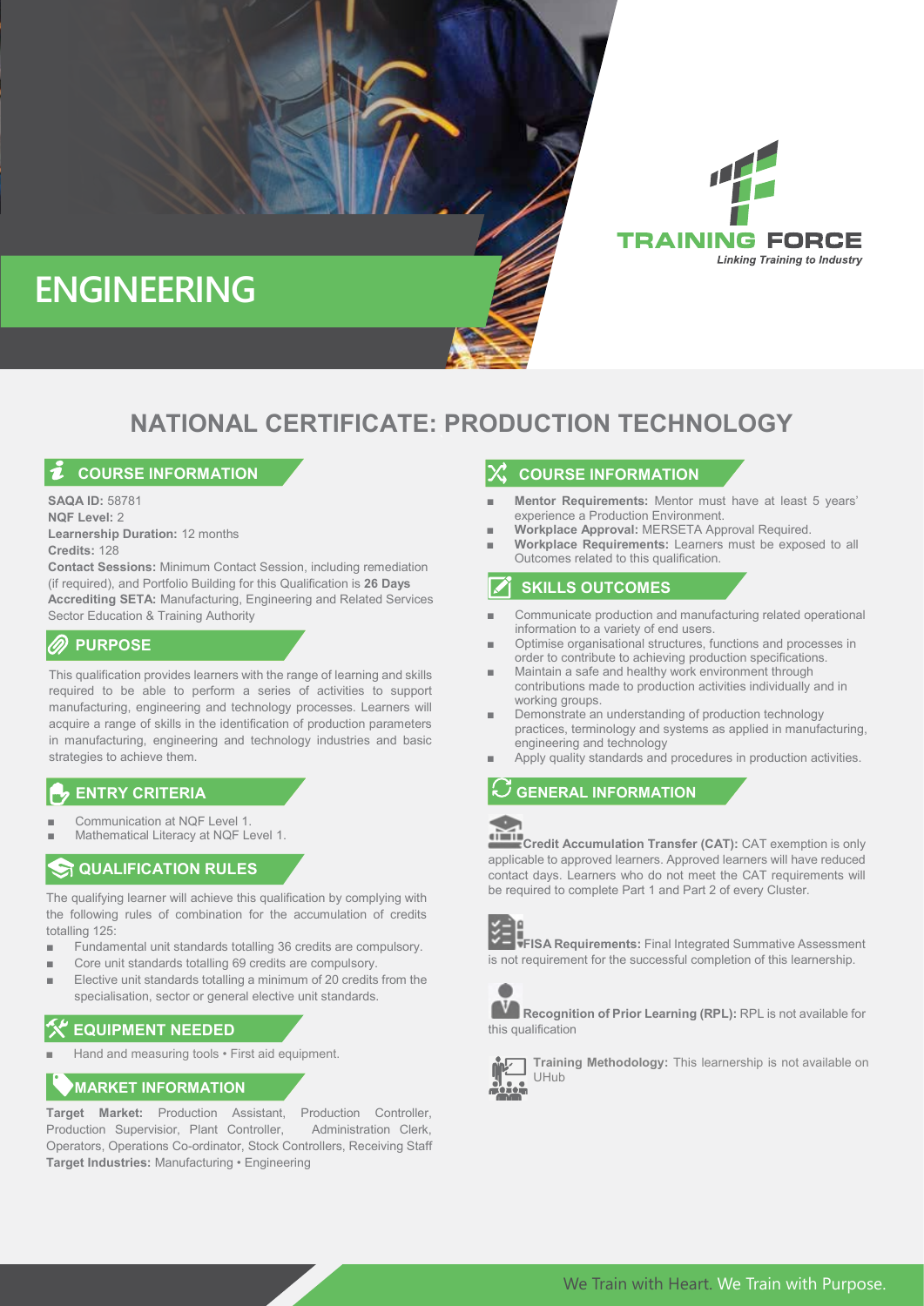# ENGINEERING

TRAINING FORCE
*Linking Training to Industry*

## NATIONAL CERTIFICATE: PRODUCTION TECHNOLOGY

### COURSE INFORMATION

**SAQA ID:** 58781
**NQF Level:** 2
**Learnership Duration:** 12 months
**Credits:** 128
**Contact Sessions:** Minimum Contact Session, including remediation (if required), and Portfolio Building for this Qualification is **26 Days**
**Accrediting SETA:** Manufacturing, Engineering and Related Services Sector Education & Training Authority

### PURPOSE

This qualification provides learners with the range of learning and skills required to be able to perform a series of activities to support manufacturing, engineering and technology processes. Learners will acquire a range of skills in the identification of production parameters in manufacturing, engineering and technology industries and basic strategies to achieve them.

### ENTRY CRITERIA

- Communication at NQF Level 1.
- Mathematical Literacy at NQF Level 1.

### QUALIFICATION RULES

The qualifying learner will achieve this qualification by complying with the following rules of combination for the accumulation of credits totalling 125:

- Fundamental unit standards totalling 36 credits are compulsory.
- Core unit standards totalling 69 credits are compulsory.
- Elective unit standards totalling a minimum of 20 credits from the specialisation, sector or general elective unit standards.

### EQUIPMENT NEEDED

- Hand and measuring tools • First aid equipment.

### MARKET INFORMATION

**Target Market:** Production Assistant, Production Controller, Production Supervisior, Plant Controller, Administration Clerk, Operators, Operations Co-ordinator, Stock Controllers, Receiving Staff
**Target Industries:** Manufacturing • Engineering

### COURSE INFORMATION

- **Mentor Requirements:** Mentor must have at least 5 years' experience a Production Environment.
- **Workplace Approval:** MERSETA Approval Required.
- **Workplace Requirements:** Learners must be exposed to all Outcomes related to this qualification.

### SKILLS OUTCOMES

- Communicate production and manufacturing related operational information to a variety of end users.
- Optimise organisational structures, functions and processes in order to contribute to achieving production specifications.
- Maintain a safe and healthy work environment through contributions made to production activities individually and in working groups.
- Demonstrate an understanding of production technology practices, terminology and systems as applied in manufacturing, engineering and technology
- Apply quality standards and procedures in production activities.

### GENERAL INFORMATION

**Credit Accumulation Transfer (CAT):** CAT exemption is only applicable to approved learners. Approved learners will have reduced contact days. Learners who do not meet the CAT requirements will be required to complete Part 1 and Part 2 of every Cluster.

**FISA Requirements:** Final Integrated Summative Assessment is not requirement for the successful completion of this learnership.

**Recognition of Prior Learning (RPL):** RPL is not available for this qualification

**Training Methodology:** This learnership is not available on UHub

We Train with Heart. We Train with Purpose.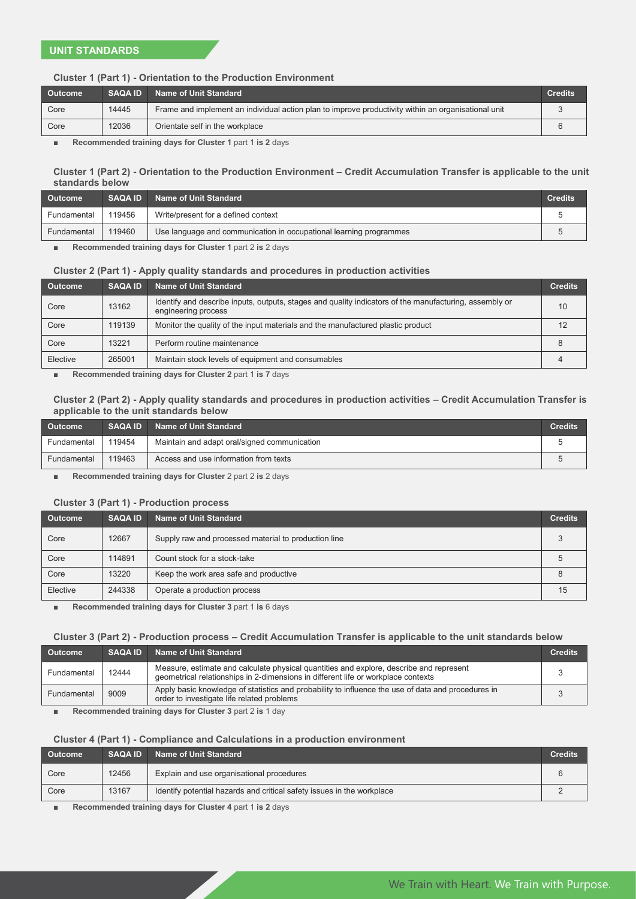## UNIT STANDARDS

### Cluster 1 (Part 1) - Orientation to the Production Environment

| Outcome | SAQA ID | Name of Unit Standard | Credits |
|---|---|---|---|
| Core | 14445 | Frame and implement an individual action plan to improve productivity within an organisational unit | 3 |
| Core | 12036 | Orientate self in the workplace | 6 |

- **Recommended training days for Cluster 1** part 1 **is 2** days

### Cluster 1 (Part 2) - Orientation to the Production Environment – Credit Accumulation Transfer is applicable to the unit standards below

| Outcome | SAQA ID | Name of Unit Standard | Credits |
|---|---|---|---|
| Fundamental | 119456 | Write/present for a defined context | 5 |
| Fundamental | 119460 | Use language and communication in occupational learning programmes | 5 |

- **Recommended training days for Cluster 1** part 2 **is** 2 days

### Cluster 2 (Part 1) - Apply quality standards and procedures in production activities

| Outcome | SAQA ID | Name of Unit Standard | Credits |
|---|---|---|---|
| Core | 13162 | Identify and describe inputs, outputs, stages and quality indicators of the manufacturing, assembly or engineering process | 10 |
| Core | 119139 | Monitor the quality of the input materials and the manufactured plastic product | 12 |
| Core | 13221 | Perform routine maintenance | 8 |
| Elective | 265001 | Maintain stock levels of equipment and consumables | 4 |

- **Recommended training days for Cluster 2** part 1 **is 7** days

### Cluster 2 (Part 2) - Apply quality standards and procedures in production activities – Credit Accumulation Transfer is applicable to the unit standards below

| Outcome | SAQA ID | Name of Unit Standard | Credits |
|---|---|---|---|
| Fundamental | 119454 | Maintain and adapt oral/signed communication | 5 |
| Fundamental | 119463 | Access and use information from texts | 5 |

- **Recommended training days for Cluster** 2 part 2 **is** 2 days

### Cluster 3 (Part 1) - Production process

| Outcome | SAQA ID | Name of Unit Standard | Credits |
|---|---|---|---|
| Core | 12667 | Supply raw and processed material to production line | 3 |
| Core | 114891 | Count stock for a stock-take | 5 |
| Core | 13220 | Keep the work area safe and productive | 8 |
| Elective | 244338 | Operate a production process | 15 |

- **Recommended training days for Cluster 3** part 1 **is** 6 days

### Cluster 3 (Part 2) - Production process – Credit Accumulation Transfer is applicable to the unit standards below

| Outcome | SAQA ID | Name of Unit Standard | Credits |
|---|---|---|---|
| Fundamental | 12444 | Measure, estimate and calculate physical quantities and explore, describe and represent geometrical relationships in 2-dimensions in different life or workplace contexts | 3 |
| Fundamental | 9009 | Apply basic knowledge of statistics and probability to influence the use of data and procedures in order to investigate life related problems | 3 |

- **Recommended training days for Cluster 3** part 2 **is** 1 day

### Cluster 4 (Part 1) - Compliance and Calculations in a production environment

| Outcome | SAQA ID | Name of Unit Standard | Credits |
|---|---|---|---|
| Core | 12456 | Explain and use organisational procedures | 6 |
| Core | 13167 | Identify potential hazards and critical safety issues in the workplace | 2 |

- **Recommended training days for Cluster 4** part 1 **is 2** days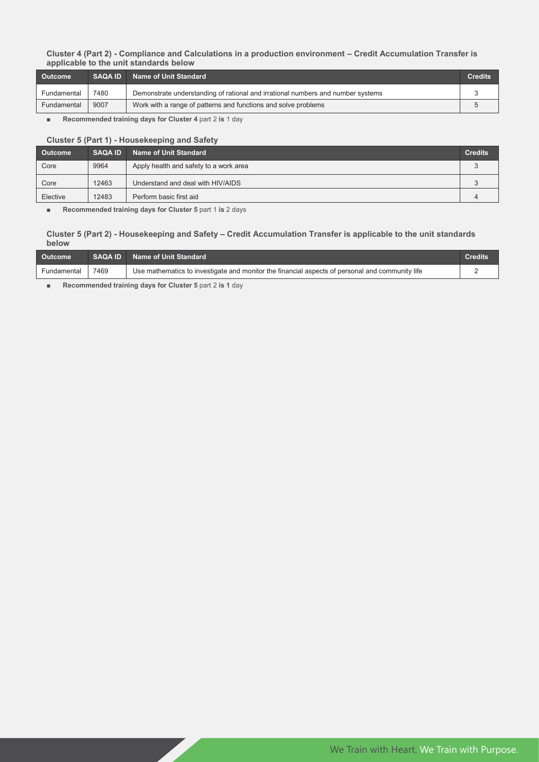### Cluster 4 (Part 2) - Compliance and Calculations in a production environment – Credit Accumulation Transfer is applicable to the unit standards below

| Outcome | SAQA ID | Name of Unit Standard | Credits |
|---|---|---|---|
| Fundamental | 7480 | Demonstrate understanding of rational and irrational numbers and number systems | 3 |
| Fundamental | 9007 | Work with a range of patterns and functions and solve problems | 5 |

- **Recommended training days for Cluster 4** part 2 **is** 1 day

### Cluster 5 (Part 1) - Housekeeping and Safety

| Outcome | SAQA ID | Name of Unit Standard | Credits |
|---|---|---|---|
| Core | 9964 | Apply health and safety to a work area | 3 |
| Core | 12463 | Understand and deal with HIV/AIDS | 3 |
| Elective | 12483 | Perform basic first aid | 4 |

- **Recommended training days for Cluster 5** part 1 **is** 2 days

### Cluster 5 (Part 2) - Housekeeping and Safety – Credit Accumulation Transfer is applicable to the unit standards below

| Outcome | SAQA ID | Name of Unit Standard | Credits |
|---|---|---|---|
| Fundamental | 7469 | Use mathematics to investigate and monitor the financial aspects of personal and community life | 2 |

- **Recommended training days for Cluster 5** part 2 **is 1** day